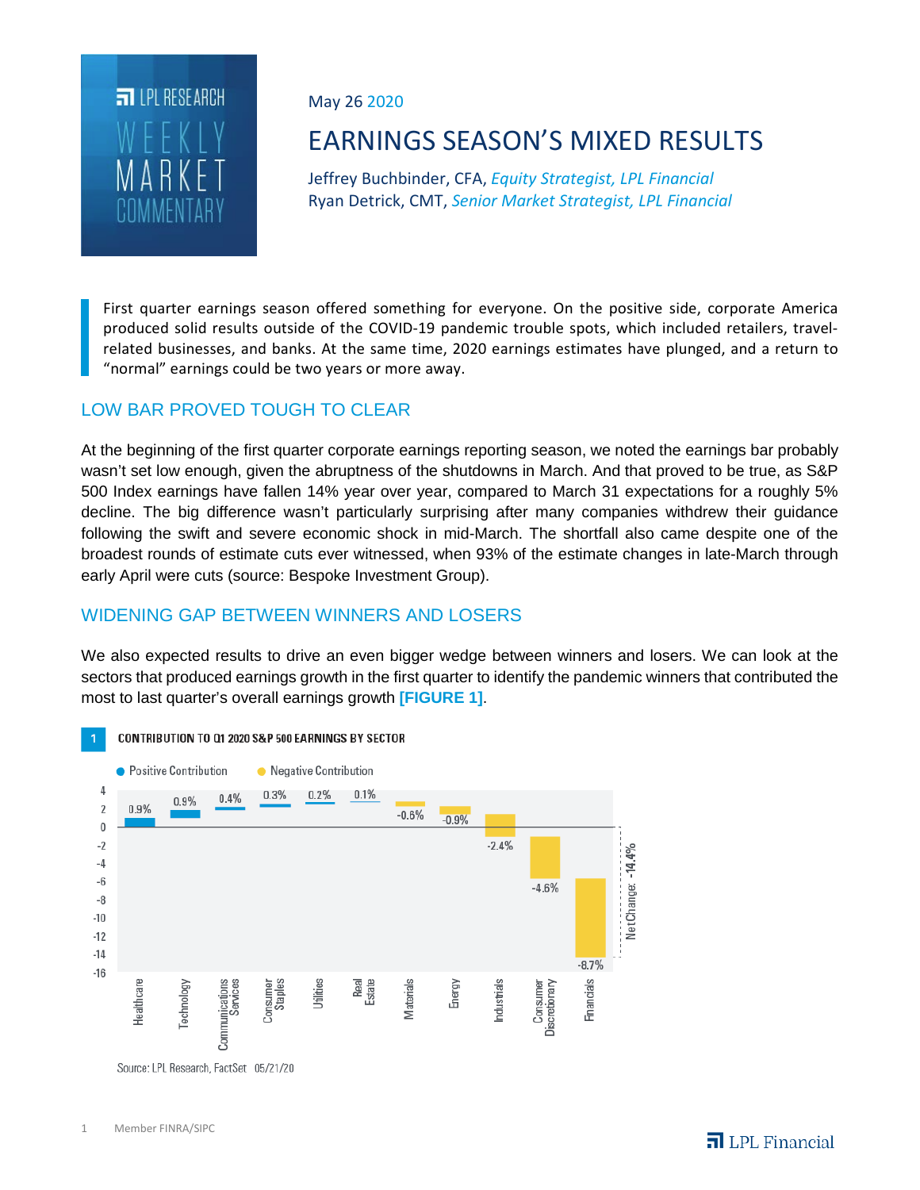May 26 2020

# EARNINGS SEASON'S MIXED RESULTS

Jeffrey Buchbinder, CFA, *Equity Strategist, LPL Financial*
Ryan Detrick, CMT, *Senior Market Strategist, LPL Financial*

First quarter earnings season offered something for everyone. On the positive side, corporate America produced solid results outside of the COVID-19 pandemic trouble spots, which included retailers, travel-related businesses, and banks. At the same time, 2020 earnings estimates have plunged, and a return to "normal" earnings could be two years or more away.

## LOW BAR PROVED TOUGH TO CLEAR

At the beginning of the first quarter corporate earnings reporting season, we noted the earnings bar probably wasn't set low enough, given the abruptness of the shutdowns in March. And that proved to be true, as S&P 500 Index earnings have fallen 14% year over year, compared to March 31 expectations for a roughly 5% decline. The big difference wasn't particularly surprising after many companies withdrew their guidance following the swift and severe economic shock in mid-March. The shortfall also came despite one of the broadest rounds of estimate cuts ever witnessed, when 93% of the estimate changes in late-March through early April were cuts (source: Bespoke Investment Group).

## WIDENING GAP BETWEEN WINNERS AND LOSERS

We also expected results to drive an even bigger wedge between winners and losers. We can look at the sectors that produced earnings growth in the first quarter to identify the pandemic winners that contributed the most to last quarter's overall earnings growth **[FIGURE 1]**.

**1 CONTRIBUTION TO Q1 2020 S&P 500 EARNINGS BY SECTOR**

| Sector | Contribution |
|---|---|
| Healthcare | 0.9% |
| Technology | 0.9% |
| Communications Services | 0.4% |
| Consumer Staples | 0.3% |
| Utilities | 0.2% |
| Real Estate | 0.1% |
| Materials | -0.6% |
| Energy | -0.9% |
| Industrials | -2.4% |
| Consumer Discretionary | -4.6% |
| Financials | -8.7% |
| Net Change | -14.4% |

Source: LPL Research, FactSet 05/21/20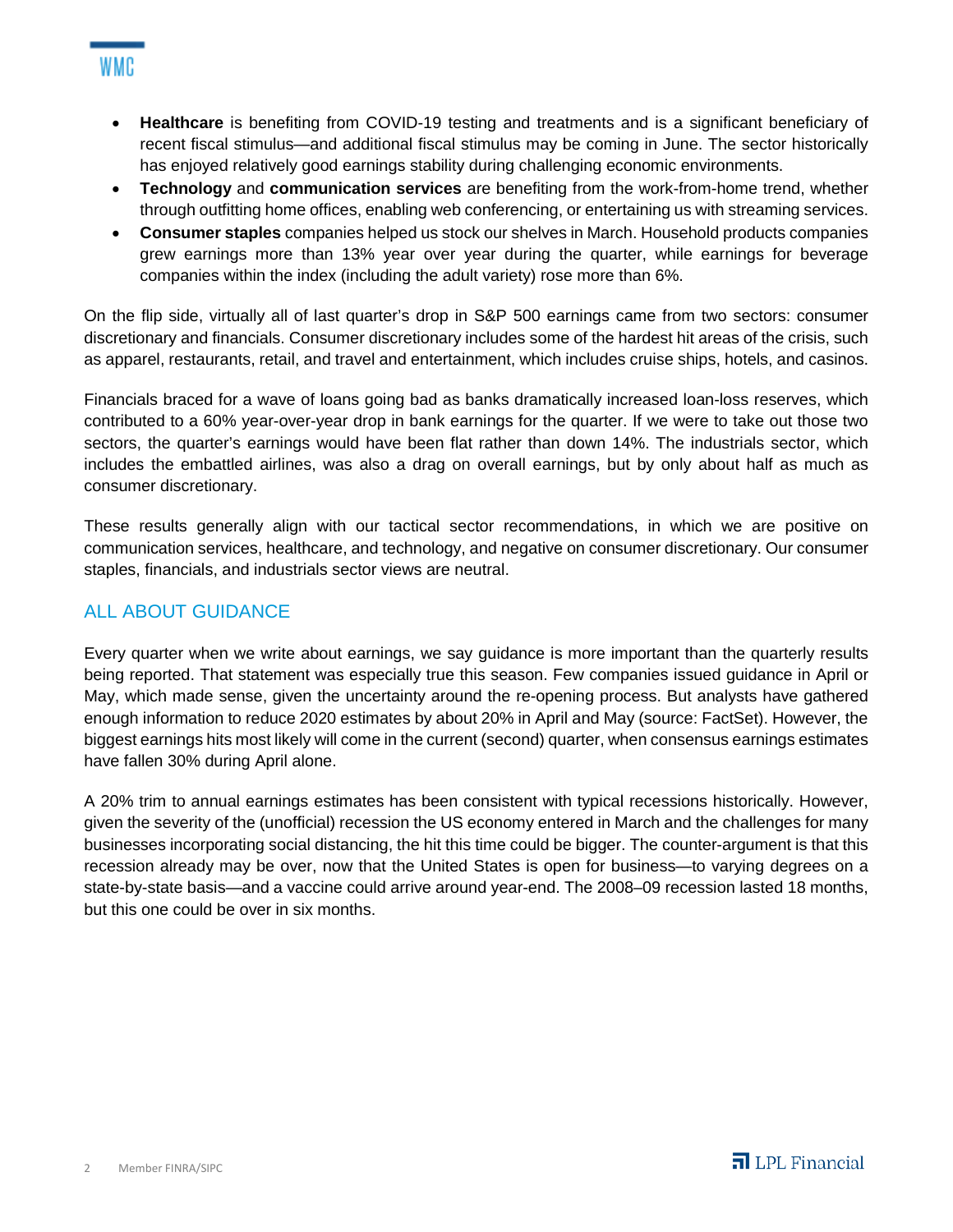- **Healthcare** is benefiting from COVID-19 testing and treatments and is a significant beneficiary of recent fiscal stimulus—and additional fiscal stimulus may be coming in June. The sector historically has enjoyed relatively good earnings stability during challenging economic environments.
- **Technology** and **communication services** are benefiting from the work-from-home trend, whether through outfitting home offices, enabling web conferencing, or entertaining us with streaming services.
- **Consumer staples** companies helped us stock our shelves in March. Household products companies grew earnings more than 13% year over year during the quarter, while earnings for beverage companies within the index (including the adult variety) rose more than 6%.

On the flip side, virtually all of last quarter's drop in S&P 500 earnings came from two sectors: consumer discretionary and financials. Consumer discretionary includes some of the hardest hit areas of the crisis, such as apparel, restaurants, retail, and travel and entertainment, which includes cruise ships, hotels, and casinos.

Financials braced for a wave of loans going bad as banks dramatically increased loan-loss reserves, which contributed to a 60% year-over-year drop in bank earnings for the quarter. If we were to take out those two sectors, the quarter's earnings would have been flat rather than down 14%. The industrials sector, which includes the embattled airlines, was also a drag on overall earnings, but by only about half as much as consumer discretionary.

These results generally align with our tactical sector recommendations, in which we are positive on communication services, healthcare, and technology, and negative on consumer discretionary. Our consumer staples, financials, and industrials sector views are neutral.

## ALL ABOUT GUIDANCE

Every quarter when we write about earnings, we say guidance is more important than the quarterly results being reported. That statement was especially true this season. Few companies issued guidance in April or May, which made sense, given the uncertainty around the re-opening process. But analysts have gathered enough information to reduce 2020 estimates by about 20% in April and May (source: FactSet). However, the biggest earnings hits most likely will come in the current (second) quarter, when consensus earnings estimates have fallen 30% during April alone.

A 20% trim to annual earnings estimates has been consistent with typical recessions historically. However, given the severity of the (unofficial) recession the US economy entered in March and the challenges for many businesses incorporating social distancing, the hit this time could be bigger. The counter-argument is that this recession already may be over, now that the United States is open for business—to varying degrees on a state-by-state basis—and a vaccine could arrive around year-end. The 2008–09 recession lasted 18 months, but this one could be over in six months.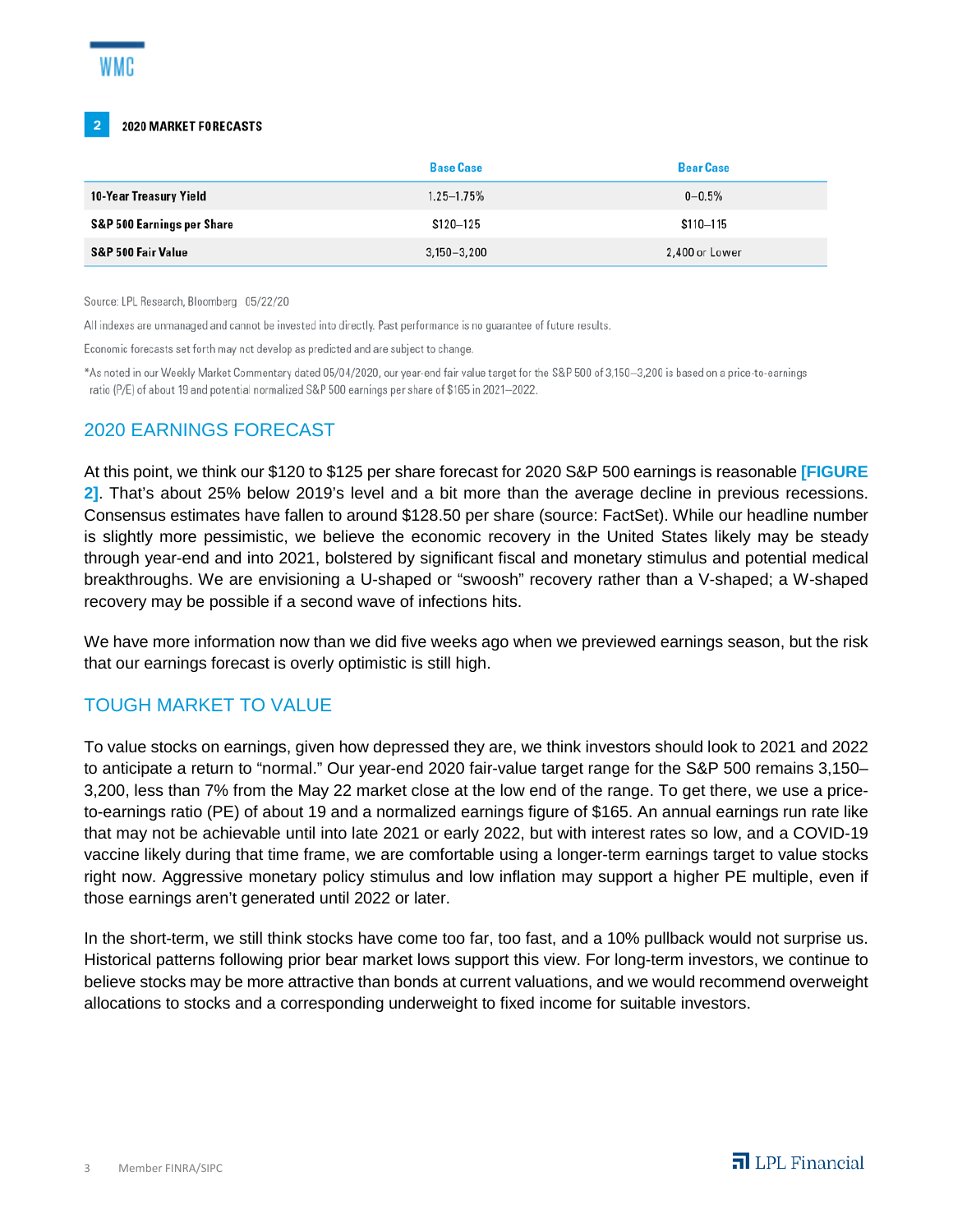**2** 2020 MARKET FORECASTS

| | Base Case | Bear Case |
|---|---|---|
| **10-Year Treasury Yield** | 1.25–1.75% | 0–0.5% |
| **S&P 500 Earnings per Share** | $120–125 | $110–115 |
| **S&P 500 Fair Value** | 3,150–3,200 | 2,400 or Lower |

Source: LPL Research, Bloomberg 05/22/20

All indexes are unmanaged and cannot be invested into directly. Past performance is no guarantee of future results.

Economic forecasts set forth may not develop as predicted and are subject to change.

*As noted in our Weekly Market Commentary dated 05/04/2020, our year-end fair value target for the S&P 500 of 3,150–3,200 is based on a price-to-earnings ratio (P/E) of about 19 and potential normalized S&P 500 earnings per share of $165 in 2021–2022.

## 2020 EARNINGS FORECAST

At this point, we think our $120 to $125 per share forecast for 2020 S&P 500 earnings is reasonable **[FIGURE 2]**. That's about 25% below 2019's level and a bit more than the average decline in previous recessions. Consensus estimates have fallen to around $128.50 per share (source: FactSet). While our headline number is slightly more pessimistic, we believe the economic recovery in the United States likely may be steady through year-end and into 2021, bolstered by significant fiscal and monetary stimulus and potential medical breakthroughs. We are envisioning a U-shaped or "swoosh" recovery rather than a V-shaped; a W-shaped recovery may be possible if a second wave of infections hits.

We have more information now than we did five weeks ago when we previewed earnings season, but the risk that our earnings forecast is overly optimistic is still high.

## TOUGH MARKET TO VALUE

To value stocks on earnings, given how depressed they are, we think investors should look to 2021 and 2022 to anticipate a return to "normal." Our year-end 2020 fair-value target range for the S&P 500 remains 3,150–3,200, less than 7% from the May 22 market close at the low end of the range. To get there, we use a price-to-earnings ratio (PE) of about 19 and a normalized earnings figure of $165. An annual earnings run rate like that may not be achievable until into late 2021 or early 2022, but with interest rates so low, and a COVID-19 vaccine likely during that time frame, we are comfortable using a longer-term earnings target to value stocks right now. Aggressive monetary policy stimulus and low inflation may support a higher PE multiple, even if those earnings aren't generated until 2022 or later.

In the short-term, we still think stocks have come too far, too fast, and a 10% pullback would not surprise us. Historical patterns following prior bear market lows support this view. For long-term investors, we continue to believe stocks may be more attractive than bonds at current valuations, and we would recommend overweight allocations to stocks and a corresponding underweight to fixed income for suitable investors.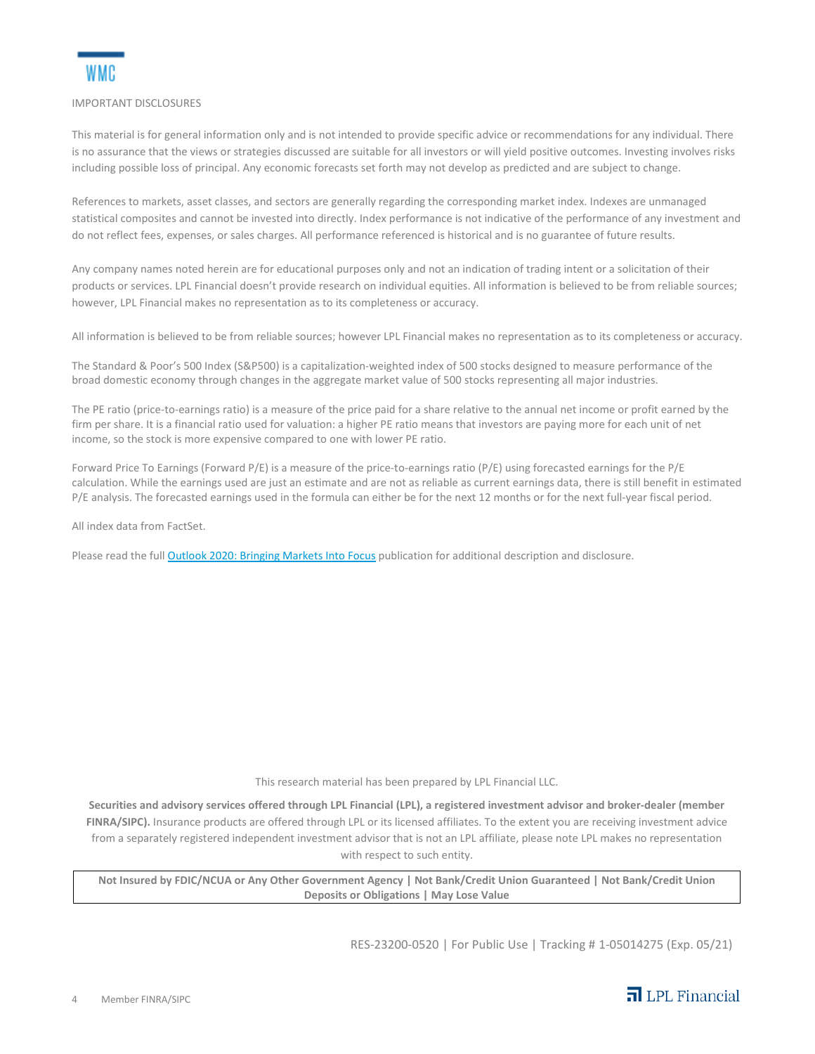IMPORTANT DISCLOSURES

This material is for general information only and is not intended to provide specific advice or recommendations for any individual. There is no assurance that the views or strategies discussed are suitable for all investors or will yield positive outcomes. Investing involves risks including possible loss of principal. Any economic forecasts set forth may not develop as predicted and are subject to change.

References to markets, asset classes, and sectors are generally regarding the corresponding market index. Indexes are unmanaged statistical composites and cannot be invested into directly. Index performance is not indicative of the performance of any investment and do not reflect fees, expenses, or sales charges. All performance referenced is historical and is no guarantee of future results.

Any company names noted herein are for educational purposes only and not an indication of trading intent or a solicitation of their products or services. LPL Financial doesn't provide research on individual equities. All information is believed to be from reliable sources; however, LPL Financial makes no representation as to its completeness or accuracy.

All information is believed to be from reliable sources; however LPL Financial makes no representation as to its completeness or accuracy.

The Standard & Poor's 500 Index (S&P500) is a capitalization-weighted index of 500 stocks designed to measure performance of the broad domestic economy through changes in the aggregate market value of 500 stocks representing all major industries.

The PE ratio (price-to-earnings ratio) is a measure of the price paid for a share relative to the annual net income or profit earned by the firm per share. It is a financial ratio used for valuation: a higher PE ratio means that investors are paying more for each unit of net income, so the stock is more expensive compared to one with lower PE ratio.

Forward Price To Earnings (Forward P/E) is a measure of the price-to-earnings ratio (P/E) using forecasted earnings for the P/E calculation. While the earnings used are just an estimate and are not as reliable as current earnings data, there is still benefit in estimated P/E analysis. The forecasted earnings used in the formula can either be for the next 12 months or for the next full-year fiscal period.

All index data from FactSet.

Please read the full Outlook 2020: Bringing Markets Into Focus publication for additional description and disclosure.

This research material has been prepared by LPL Financial LLC.

**Securities and advisory services offered through LPL Financial (LPL), a registered investment advisor and broker-dealer (member FINRA/SIPC).** Insurance products are offered through LPL or its licensed affiliates. To the extent you are receiving investment advice from a separately registered independent investment advisor that is not an LPL affiliate, please note LPL makes no representation with respect to such entity.

**Not Insured by FDIC/NCUA or Any Other Government Agency | Not Bank/Credit Union Guaranteed | Not Bank/Credit Union Deposits or Obligations | May Lose Value**

RES-23200-0520 | For Public Use | Tracking # 1-05014275 (Exp. 05/21)